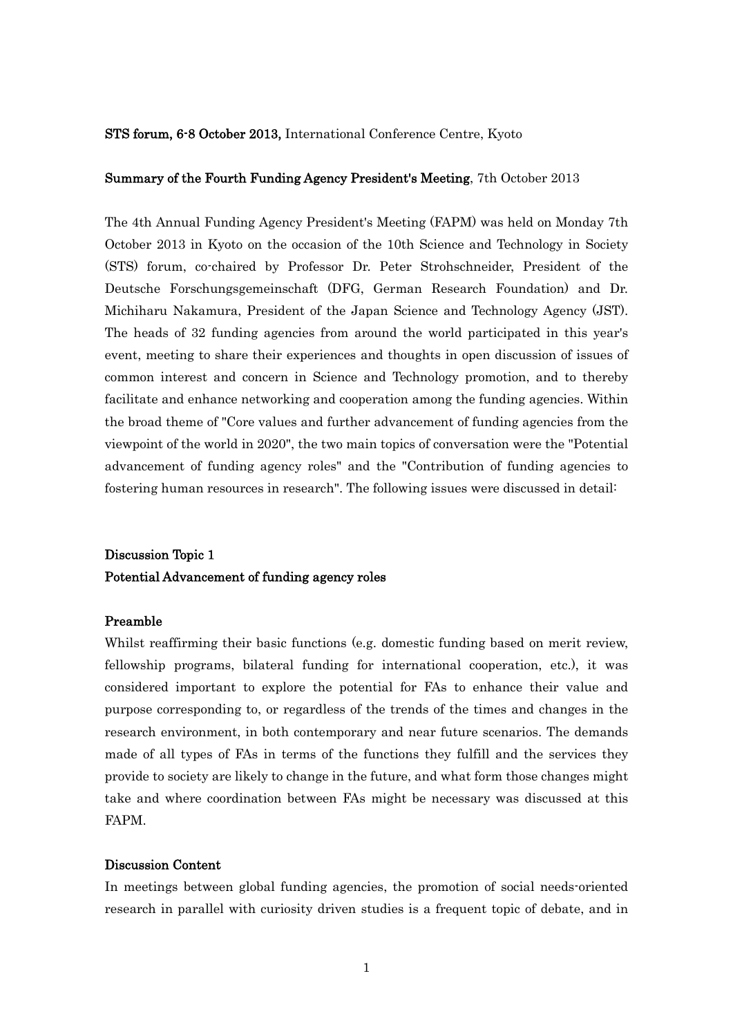**STS forum, 6-8 October 2013,** International Conference Centre, Kyoto

**Summary of the Fourth Funding Agency President's Meeting**, 7th October 2013

The 4th Annual Funding Agency President's Meeting (FAPM) was held on Monday 7th October 2013 in Kyoto on the occasion of the 10th Science and Technology in Society (STS) forum, co-chaired by Professor Dr. Peter Strohschneider, President of the Deutsche Forschungsgemeinschaft (DFG, German Research Foundation) and Dr. Michiharu Nakamura, President of the Japan Science and Technology Agency (JST). The heads of 32 funding agencies from around the world participated in this year's event, meeting to share their experiences and thoughts in open discussion of issues of common interest and concern in Science and Technology promotion, and to thereby facilitate and enhance networking and cooperation among the funding agencies. Within the broad theme of "Core values and further advancement of funding agencies from the viewpoint of the world in 2020", the two main topics of conversation were the "Potential advancement of funding agency roles" and the "Contribution of funding agencies to fostering human resources in research". The following issues were discussed in detail:

## Discussion Topic 1
## Potential Advancement of funding agency roles

### Preamble

Whilst reaffirming their basic functions (e.g. domestic funding based on merit review, fellowship programs, bilateral funding for international cooperation, etc.), it was considered important to explore the potential for FAs to enhance their value and purpose corresponding to, or regardless of the trends of the times and changes in the research environment, in both contemporary and near future scenarios. The demands made of all types of FAs in terms of the functions they fulfill and the services they provide to society are likely to change in the future, and what form those changes might take and where coordination between FAs might be necessary was discussed at this FAPM.

### Discussion Content

In meetings between global funding agencies, the promotion of social needs-oriented research in parallel with curiosity driven studies is a frequent topic of debate, and in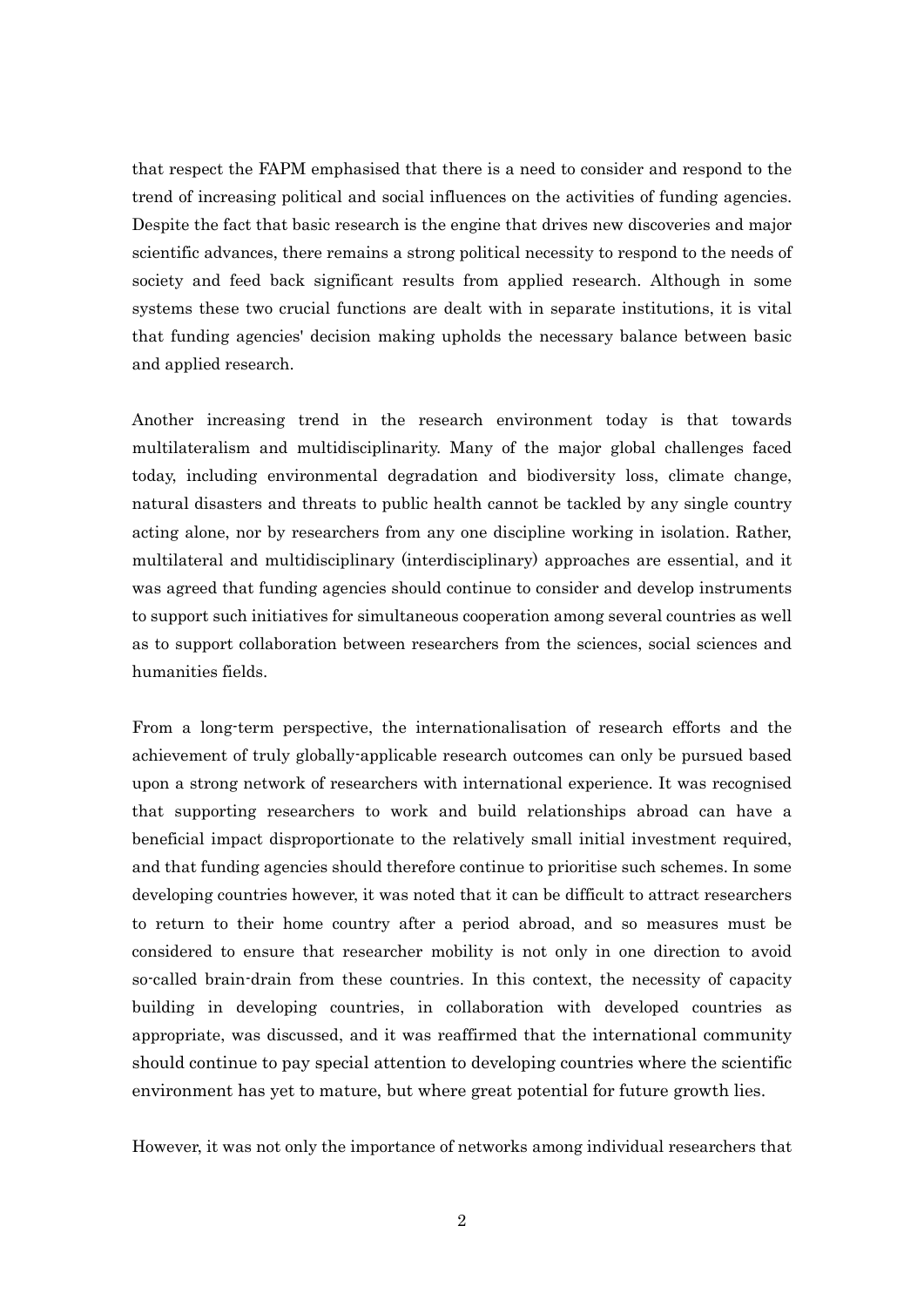that respect the FAPM emphasised that there is a need to consider and respond to the trend of increasing political and social influences on the activities of funding agencies. Despite the fact that basic research is the engine that drives new discoveries and major scientific advances, there remains a strong political necessity to respond to the needs of society and feed back significant results from applied research. Although in some systems these two crucial functions are dealt with in separate institutions, it is vital that funding agencies' decision making upholds the necessary balance between basic and applied research.

Another increasing trend in the research environment today is that towards multilateralism and multidisciplinarity. Many of the major global challenges faced today, including environmental degradation and biodiversity loss, climate change, natural disasters and threats to public health cannot be tackled by any single country acting alone, nor by researchers from any one discipline working in isolation. Rather, multilateral and multidisciplinary (interdisciplinary) approaches are essential, and it was agreed that funding agencies should continue to consider and develop instruments to support such initiatives for simultaneous cooperation among several countries as well as to support collaboration between researchers from the sciences, social sciences and humanities fields.

From a long-term perspective, the internationalisation of research efforts and the achievement of truly globally-applicable research outcomes can only be pursued based upon a strong network of researchers with international experience. It was recognised that supporting researchers to work and build relationships abroad can have a beneficial impact disproportionate to the relatively small initial investment required, and that funding agencies should therefore continue to prioritise such schemes. In some developing countries however, it was noted that it can be difficult to attract researchers to return to their home country after a period abroad, and so measures must be considered to ensure that researcher mobility is not only in one direction to avoid so-called brain-drain from these countries. In this context, the necessity of capacity building in developing countries, in collaboration with developed countries as appropriate, was discussed, and it was reaffirmed that the international community should continue to pay special attention to developing countries where the scientific environment has yet to mature, but where great potential for future growth lies.

However, it was not only the importance of networks among individual researchers that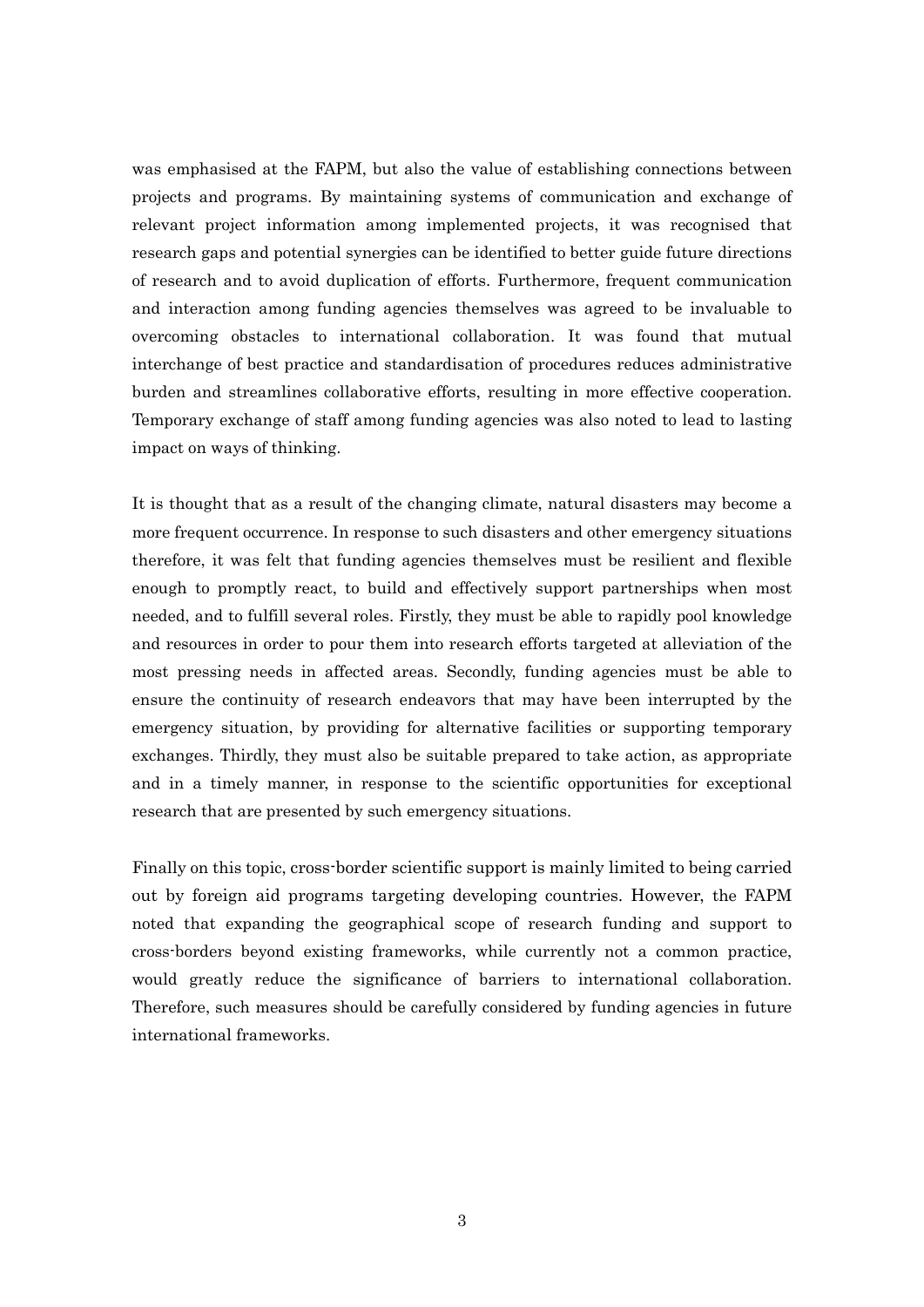was emphasised at the FAPM, but also the value of establishing connections between projects and programs. By maintaining systems of communication and exchange of relevant project information among implemented projects, it was recognised that research gaps and potential synergies can be identified to better guide future directions of research and to avoid duplication of efforts. Furthermore, frequent communication and interaction among funding agencies themselves was agreed to be invaluable to overcoming obstacles to international collaboration. It was found that mutual interchange of best practice and standardisation of procedures reduces administrative burden and streamlines collaborative efforts, resulting in more effective cooperation. Temporary exchange of staff among funding agencies was also noted to lead to lasting impact on ways of thinking.

It is thought that as a result of the changing climate, natural disasters may become a more frequent occurrence. In response to such disasters and other emergency situations therefore, it was felt that funding agencies themselves must be resilient and flexible enough to promptly react, to build and effectively support partnerships when most needed, and to fulfill several roles. Firstly, they must be able to rapidly pool knowledge and resources in order to pour them into research efforts targeted at alleviation of the most pressing needs in affected areas. Secondly, funding agencies must be able to ensure the continuity of research endeavors that may have been interrupted by the emergency situation, by providing for alternative facilities or supporting temporary exchanges. Thirdly, they must also be suitable prepared to take action, as appropriate and in a timely manner, in response to the scientific opportunities for exceptional research that are presented by such emergency situations.

Finally on this topic, cross-border scientific support is mainly limited to being carried out by foreign aid programs targeting developing countries. However, the FAPM noted that expanding the geographical scope of research funding and support to cross-borders beyond existing frameworks, while currently not a common practice, would greatly reduce the significance of barriers to international collaboration. Therefore, such measures should be carefully considered by funding agencies in future international frameworks.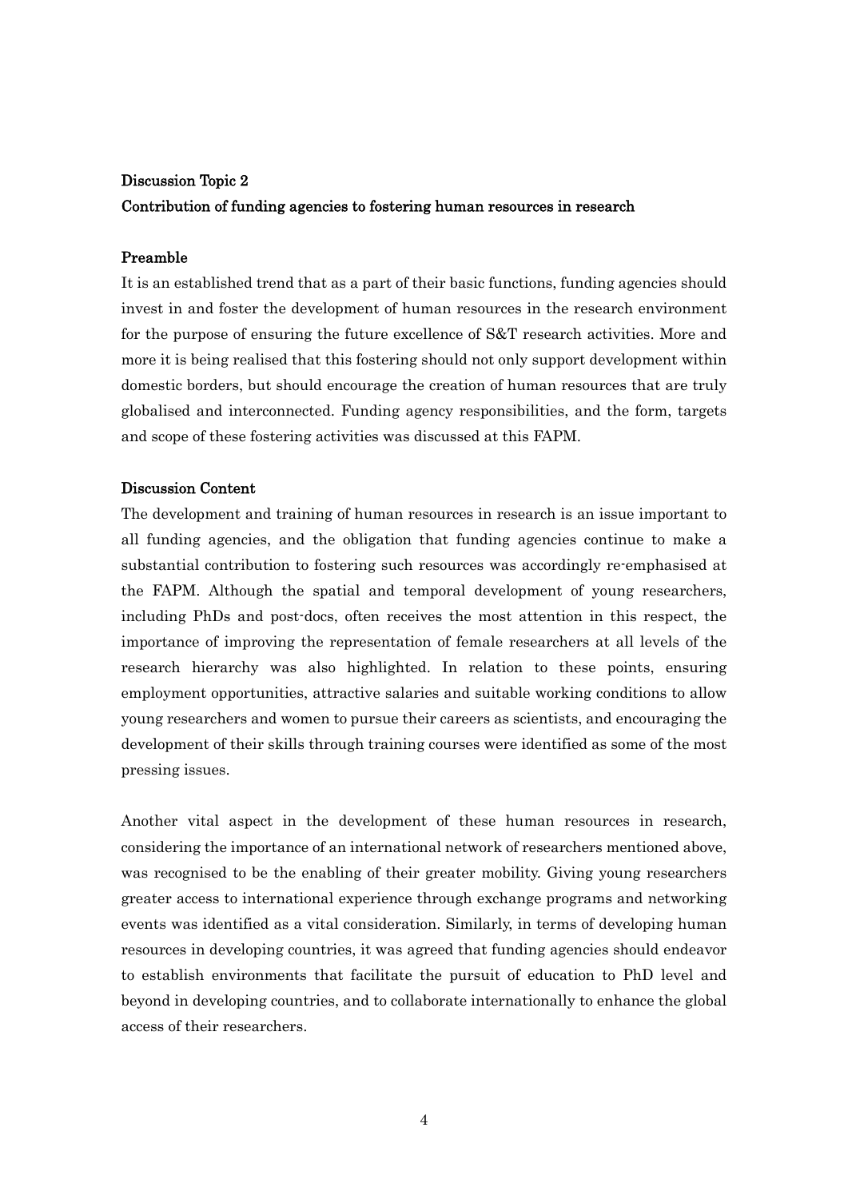## Discussion Topic 2

## Contribution of funding agencies to fostering human resources in research

### Preamble

It is an established trend that as a part of their basic functions, funding agencies should invest in and foster the development of human resources in the research environment for the purpose of ensuring the future excellence of S&T research activities. More and more it is being realised that this fostering should not only support development within domestic borders, but should encourage the creation of human resources that are truly globalised and interconnected. Funding agency responsibilities, and the form, targets and scope of these fostering activities was discussed at this FAPM.

### Discussion Content

The development and training of human resources in research is an issue important to all funding agencies, and the obligation that funding agencies continue to make a substantial contribution to fostering such resources was accordingly re-emphasised at the FAPM. Although the spatial and temporal development of young researchers, including PhDs and post-docs, often receives the most attention in this respect, the importance of improving the representation of female researchers at all levels of the research hierarchy was also highlighted. In relation to these points, ensuring employment opportunities, attractive salaries and suitable working conditions to allow young researchers and women to pursue their careers as scientists, and encouraging the development of their skills through training courses were identified as some of the most pressing issues.

Another vital aspect in the development of these human resources in research, considering the importance of an international network of researchers mentioned above, was recognised to be the enabling of their greater mobility. Giving young researchers greater access to international experience through exchange programs and networking events was identified as a vital consideration. Similarly, in terms of developing human resources in developing countries, it was agreed that funding agencies should endeavor to establish environments that facilitate the pursuit of education to PhD level and beyond in developing countries, and to collaborate internationally to enhance the global access of their researchers.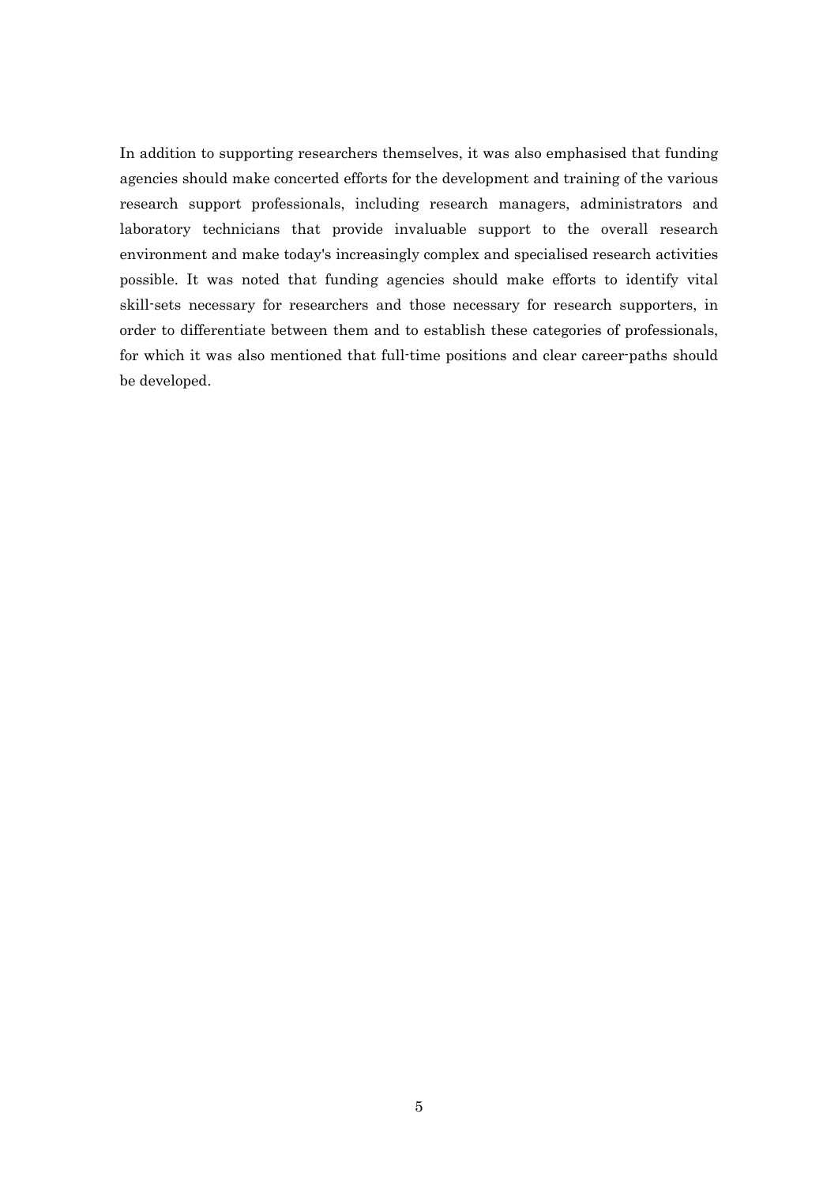In addition to supporting researchers themselves, it was also emphasised that funding agencies should make concerted efforts for the development and training of the various research support professionals, including research managers, administrators and laboratory technicians that provide invaluable support to the overall research environment and make today's increasingly complex and specialised research activities possible. It was noted that funding agencies should make efforts to identify vital skill-sets necessary for researchers and those necessary for research supporters, in order to differentiate between them and to establish these categories of professionals, for which it was also mentioned that full-time positions and clear career-paths should be developed.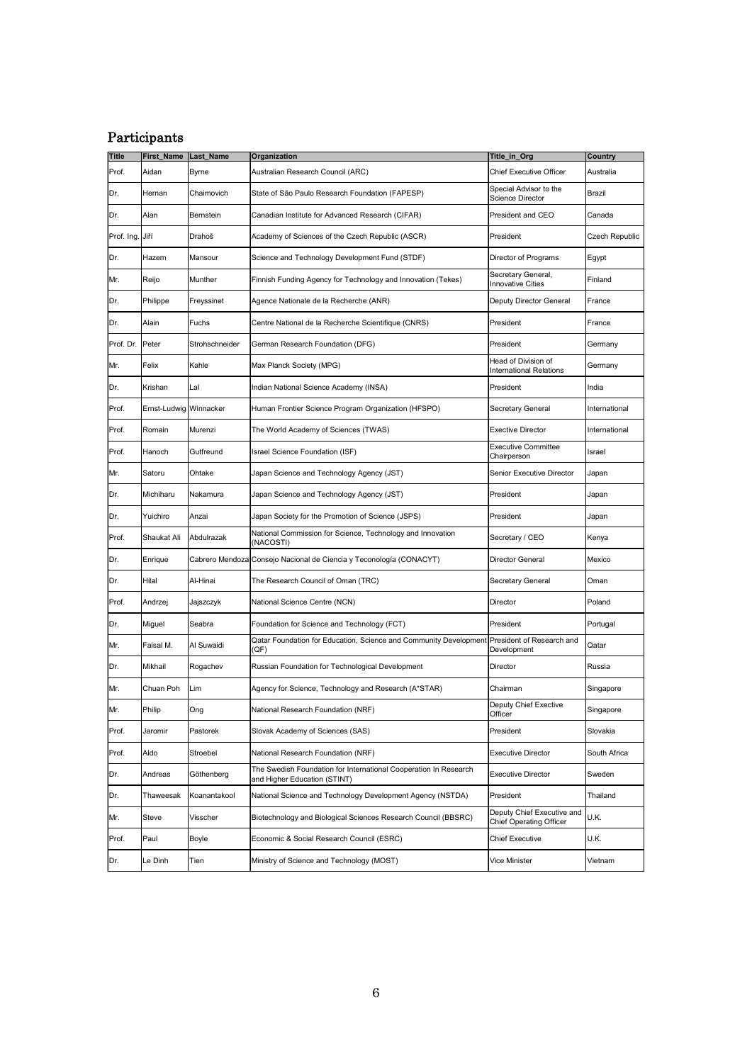# Participants

| Title | First_Name | Last_Name | Organization | Title_in_Org | Country |
|---|---|---|---|---|---|
| Prof. | Aidan | Byrne | Australian Research Council (ARC) | Chief Executive Officer | Australia |
| Dr. | Hernan | Chaimovich | State of São Paulo Research Foundation (FAPESP) | Special Advisor to the Science Director | Brazil |
| Dr. | Alan | Bernstein | Canadian Institute for Advanced Research (CIFAR) | President and CEO | Canada |
| Prof. Ing. | Jiří | Drahoš | Academy of Sciences of the Czech Republic (ASCR) | President | Czech Republic |
| Dr. | Hazem | Mansour | Science and Technology Development Fund (STDF) | Director of Programs | Egypt |
| Mr. | Reijo | Munther | Finnish Funding Agency for Technology and Innovation (Tekes) | Secretary General, Innovative Cities | Finland |
| Dr. | Philippe | Freyssinet | Agence Nationale de la Recherche (ANR) | Deputy Director General | France |
| Dr. | Alain | Fuchs | Centre National de la Recherche Scientifique (CNRS) | President | France |
| Prof. Dr. | Peter | Strohschneider | German Research Foundation (DFG) | President | Germany |
| Mr. | Felix | Kahle | Max Planck Society (MPG) | Head of Division of International Relations | Germany |
| Dr. | Krishan | Lal | Indian National Science Academy (INSA) | President | India |
| Prof. | Ernst-Ludwig | Winnacker | Human Frontier Science Program Organization (HFSPO) | Secretary General | International |
| Prof. | Romain | Murenzi | The World Academy of Sciences (TWAS) | Exective Director | International |
| Prof. | Hanoch | Gutfreund | Israel Science Foundation (ISF) | Executive Committee Chairperson | Israel |
| Mr. | Satoru | Ohtake | Japan Science and Technology Agency (JST) | Senior Executive Director | Japan |
| Dr. | Michiharu | Nakamura | Japan Science and Technology Agency (JST) | President | Japan |
| Dr. | Yuichiro | Anzai | Japan Society for the Promotion of Science (JSPS) | President | Japan |
| Prof. | Shaukat Ali | Abdulrazak | National Commission for Science, Technology and Innovation (NACOSTI) | Secretary / CEO | Kenya |
| Dr. | Enrique | Cabrero Mendoza | Consejo Nacional de Ciencia y Teconología (CONACYT) | Director General | Mexico |
| Dr. | Hilal | Al-Hinai | The Research Council of Oman (TRC) | Secretary General | Oman |
| Prof. | Andrzej | Jajszczyk | National Science Centre (NCN) | Director | Poland |
| Dr. | Miguel | Seabra | Foundation for Science and Technology (FCT) | President | Portugal |
| Mr. | Faisal M. | Al Suwaidi | Qatar Foundation for Education, Science and Community Development (QF) | President of Research and Development | Qatar |
| Dr. | Mikhail | Rogachev | Russian Foundation for Technological Development | Director | Russia |
| Mr. | Chuan Poh | Lim | Agency for Science, Technology and Research (A*STAR) | Chairman | Singapore |
| Mr. | Philip | Ong | National Research Foundation (NRF) | Deputy Chief Exective Officer | Singapore |
| Prof. | Jaromir | Pastorek | Slovak Academy of Sciences (SAS) | President | Slovakia |
| Prof. | Aldo | Stroebel | National Research Foundation (NRF) | Executive Director | South Africa |
| Dr. | Andreas | Göthenberg | The Swedish Foundation for International Cooperation In Research and Higher Education (STINT) | Executive Director | Sweden |
| Dr. | Thaweesak | Koanantakool | National Science and Technology Development Agency (NSTDA) | President | Thailand |
| Mr. | Steve | Visscher | Biotechnology and Biological Sciences Research Council (BBSRC) | Deputy Chief Executive and Chief Operating Officer | U.K. |
| Prof. | Paul | Boyle | Economic & Social Research Council (ESRC) | Chief Executive | U.K. |
| Dr. | Le Dinh | Tien | Ministry of Science and Technology (MOST) | Vice Minister | Vietnam |